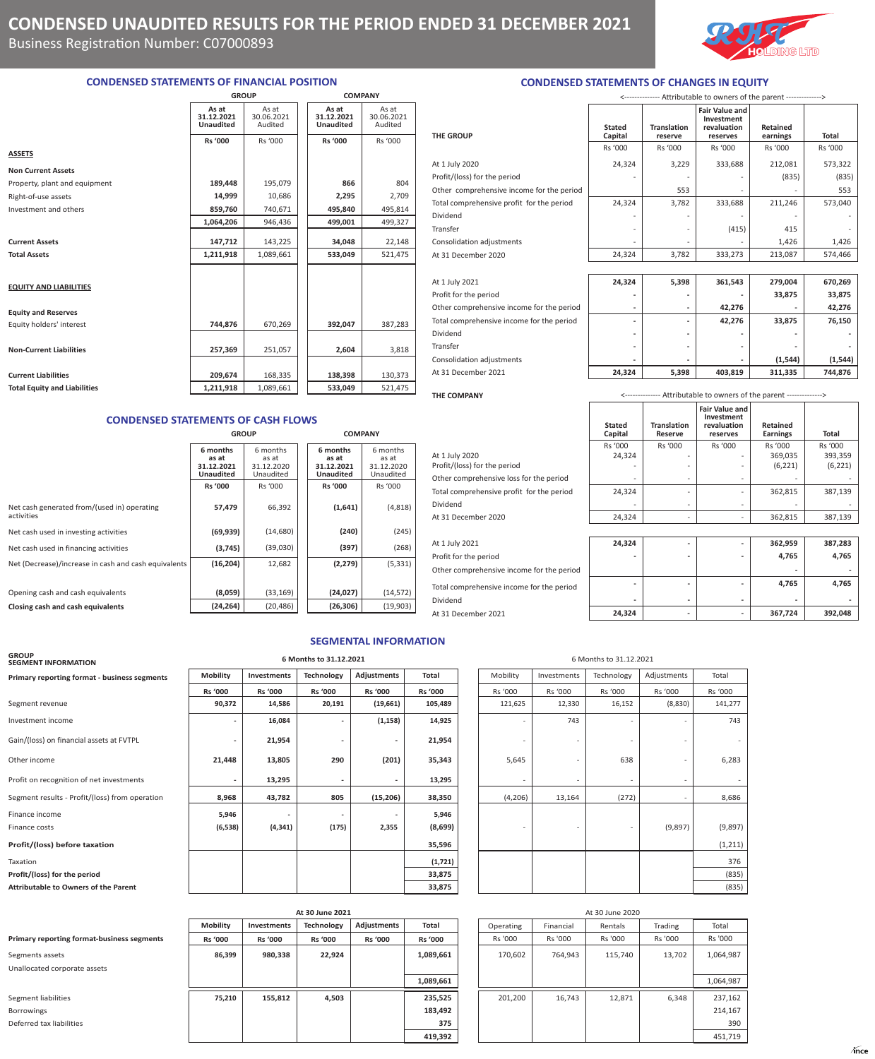# CONDENSED UNAUDITED RESULTS FOR THE PERIOD ENDED 31 DECEMBER 2021

Business Registration Number: C07000893

RHT HOLDING LTD

## CONDENSED STATEMENTS OF FINANCIAL POSITION

| | GROUP | | COMPANY | |
|---|---|---|---|---|
| | As at 31.12.2021 Unaudited | As at 30.06.2021 Audited | As at 31.12.2021 Unaudited | As at 30.06.2021 Audited |
| | Rs '000 | Rs '000 | Rs '000 | Rs '000 |
| **ASSETS** | | | | |
| **Non Current Assets** | | | | |
| Property, plant and equipment | **189,448** | 195,079 | **866** | 804 |
| Right-of-use assets | **14,999** | 10,686 | **2,295** | 2,709 |
| Investment and others | **859,760** | 740,671 | **495,840** | 495,814 |
| | **1,064,206** | 946,436 | **499,001** | 499,327 |
| **Current Assets** | **147,712** | 143,225 | **34,048** | 22,148 |
| **Total Assets** | **1,211,918** | 1,089,661 | **533,049** | 521,475 |
| **EQUITY AND LIABILITIES** | | | | |
| **Equity and Reserves** | | | | |
| Equity holders' interest | **744,876** | 670,269 | **392,047** | 387,283 |
| **Non-Current Liabilities** | **257,369** | 251,057 | **2,604** | 3,818 |
| **Current Liabilities** | **209,674** | 168,335 | **138,398** | 130,373 |
| **Total Equity and Liabilities** | **1,211,918** | 1,089,661 | **533,049** | 521,475 |

## CONDENSED STATEMENTS OF CASH FLOWS

| | GROUP | | COMPANY | |
|---|---|---|---|---|
| | 6 months as at 31.12.2021 Unaudited | 6 months as at 31.12.2020 Unaudited | 6 months as at 31.12.2021 Unaudited | 6 months as at 31.12.2020 Unaudited |
| | Rs '000 | Rs '000 | Rs '000 | Rs '000 |
| Net cash generated from/(used in) operating activities | **57,479** | 66,392 | **(1,641)** | (4,818) |
| Net cash used in investing activities | **(69,939)** | (14,680) | **(240)** | (245) |
| Net cash used in financing activities | **(3,745)** | (39,030) | **(397)** | (268) |
| Net (Decrease)/increase in cash and cash equivalents | **(16,204)** | 12,682 | **(2,279)** | (5,331) |
| Opening cash and cash equivalents | **(8,059)** | (33,169) | **(24,027)** | (14,572) |
| **Closing cash and cash equivalents** | **(24,264)** | (20,486) | **(26,306)** | (19,903) |

## CONDENSED STATEMENTS OF CHANGES IN EQUITY

**THE GROUP**

<-------------- Attributable to owners of the parent -------------->

| | Stated Capital | Translation reserve | Fair Value and Investment revaluation reserves | Retained earnings | Total |
|---|---|---|---|---|---|
| | Rs '000 | Rs '000 | Rs '000 | Rs '000 | Rs '000 |
| At 1 July 2020 | 24,324 | 3,229 | 333,688 | 212,081 | 573,322 |
| Profit/(loss) for the period | - | - | - | (835) | (835) |
| Other comprehensive income for the period | | 553 | - | - | 553 |
| Total comprehensive profit for the period | 24,324 | 3,782 | 333,688 | 211,246 | 573,040 |
| Dividend | - | - | - | - | - |
| Transfer | - | - | (415) | 415 | - |
| Consolidation adjustments | - | - | - | 1,426 | 1,426 |
| At 31 December 2020 | 24,324 | 3,782 | 333,273 | 213,087 | 574,466 |
| At 1 July 2021 | **24,324** | **5,398** | **361,543** | **279,004** | **670,269** |
| Profit for the period | **-** | **-** | **-** | **33,875** | **33,875** |
| Other comprehensive income for the period | **-** | **-** | **42,276** | **-** | **42,276** |
| Total comprehensive income for the period | **-** | **-** | **42,276** | **33,875** | **76,150** |
| Dividend | **-** | **-** | **-** | **-** | **-** |
| Transfer | **-** | **-** | **-** | **-** | **-** |
| Consolidation adjustments | **-** | **-** | **-** | **(1,544)** | **(1,544)** |
| At 31 December 2021 | **24,324** | **5,398** | **403,819** | **311,335** | **744,876** |

**THE COMPANY**

<-------------- Attributable to owners of the parent -------------->

| | Stated Capital | Translation Reserve | Fair Value and Investment revaluation reserves | Retained Earnings | Total |
|---|---|---|---|---|---|
| | Rs '000 | Rs '000 | Rs '000 | Rs '000 | Rs '000 |
| At 1 July 2020 | 24,324 | - | - | 369,035 | 393,359 |
| Profit/(loss) for the period | - | - | - | (6,221) | (6,221) |
| Other comprehensive loss for the period | - | - | - | - | - |
| Total comprehensive profit for the period | 24,324 | - | - | 362,815 | 387,139 |
| Dividend | - | - | - | - | - |
| At 31 December 2020 | 24,324 | - | - | 362,815 | 387,139 |
| At 1 July 2021 | **24,324** | **-** | **-** | **362,959** | **387,283** |
| Profit for the period | **-** | **-** | **-** | **4,765** | **4,765** |
| Other comprehensive income for the period | | | | **-** | **-** |
| Total comprehensive income for the period | **-** | **-** | **-** | **4,765** | **4,765** |
| Dividend | **-** | **-** | **-** | **-** | **-** |
| At 31 December 2021 | **24,324** | **-** | **-** | **367,724** | **392,048** |

## SEGMENTAL INFORMATION

**GROUP SEGMENT INFORMATION**

| Primary reporting format - business segments | 6 Months to 31.12.2021 | | | | | 6 Months to 31.12.2021 | | | | |
|---|---|---|---|---|---|---|---|---|---|---|
| | Mobility | Investments | Technology | Adjustments | Total | Mobility | Investments | Technology | Adjustments | Total |
| | Rs '000 | Rs '000 | Rs '000 | Rs '000 | Rs '000 | Rs '000 | Rs '000 | Rs '000 | Rs '000 | Rs '000 |
| Segment revenue | **90,372** | **14,586** | **20,191** | **(19,661)** | **105,489** | 121,625 | 12,330 | 16,152 | (8,830) | 141,277 |
| Investment income | **-** | **16,084** | **-** | **(1,158)** | **14,925** | - | 743 | - | - | 743 |
| Gain/(loss) on financial assets at FVTPL | **-** | **21,954** | **-** | **-** | **21,954** | - | - | - | - | - |
| Other income | **21,448** | **13,805** | **290** | **(201)** | **35,343** | 5,645 | - | 638 | - | 6,283 |
| Profit on recognition of net investments | **-** | **13,295** | **-** | **-** | **13,295** | - | - | - | - | - |
| Segment results - Profit/(loss) from operation | **8,968** | **43,782** | **805** | **(15,206)** | **38,350** | (4,206) | 13,164 | (272) | - | 8,686 |
| Finance income | **5,946** | **-** | **-** | **-** | **5,946** | | | | | |
| Finance costs | **(6,538)** | **(4,341)** | **(175)** | **2,355** | **(8,699)** | - | - | - | (9,897) | (9,897) |
| **Profit/(loss) before taxation** | | | | | **35,596** | | | | | (1,211) |
| Taxation | | | | | **(1,721)** | | | | | 376 |
| **Profit/(loss) for the period** | | | | | **33,875** | | | | | (835) |
| **Attributable to Owners of the Parent** | | | | | **33,875** | | | | | (835) |

| Primary reporting format-business segments | At 30 June 2021 | | | | | At 30 June 2020 | | | | |
|---|---|---|---|---|---|---|---|---|---|---|
| | Mobility | Investments | Technology | Adjustments | Total | Operating | Financial | Rentals | Trading | Total |
| | Rs '000 | Rs '000 | Rs '000 | Rs '000 | Rs '000 | Rs '000 | Rs '000 | Rs '000 | Rs '000 | Rs '000 |
| Segments assets | **86,399** | **980,338** | **22,924** | | **1,089,661** | 170,602 | 764,943 | 115,740 | 13,702 | 1,064,987 |
| Unallocated corporate assets | | | | | | | | | | |
| | | | | | **1,089,661** | | | | | 1,064,987 |
| Segment liabilities | **75,210** | **155,812** | **4,503** | | **235,525** | 201,200 | 16,743 | 12,871 | 6,348 | 237,162 |
| Borrowings | | | | | **183,492** | | | | | 214,167 |
| Deferred tax liabilities | | | | | **375** | | | | | 390 |
| | | | | | **419,392** | | | | | 451,719 |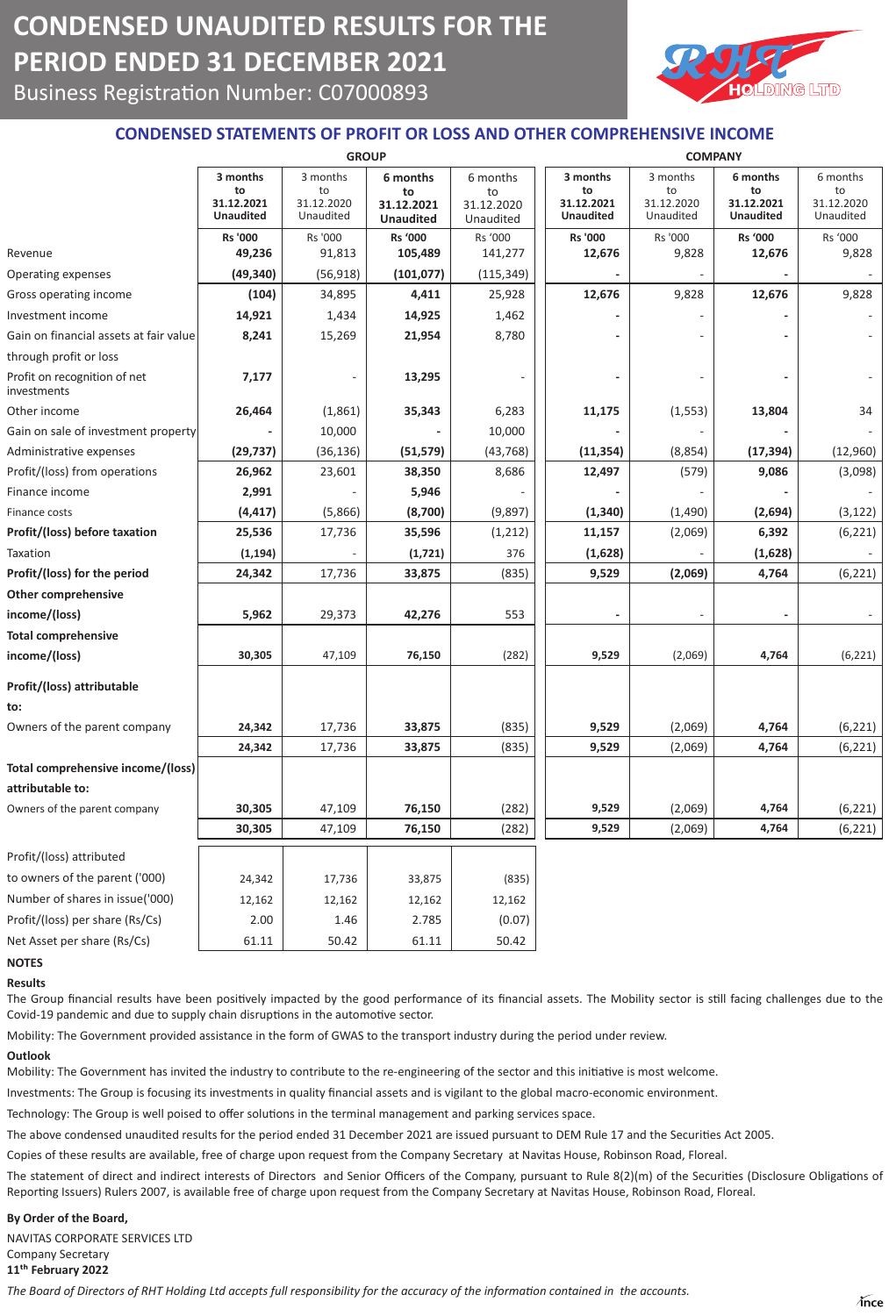# CONDENSED UNAUDITED RESULTS FOR THE PERIOD ENDED 31 DECEMBER 2021

Business Registration Number: C07000893

RHT HOLDING LTD

## CONDENSED STATEMENTS OF PROFIT OR LOSS AND OTHER COMPREHENSIVE INCOME

| | GROUP | | | | COMPANY | | | |
|---|---|---|---|---|---|---|---|---|
| | **3 months to 31.12.2021 Unaudited** | 3 months to 31.12.2020 Unaudited | **6 months to 31.12.2021 Unaudited** | 6 months to 31.12.2020 Unaudited | **3 months to 31.12.2021 Unaudited** | 3 months to 31.12.2020 Unaudited | **6 months to 31.12.2021 Unaudited** | 6 months to 31.12.2020 Unaudited |
| | **Rs '000** | Rs '000 | **Rs '000** | Rs '000 | **Rs '000** | Rs '000 | **Rs '000** | Rs '000 |
| Revenue | **49,236** | 91,813 | **105,489** | 141,277 | **12,676** | 9,828 | **12,676** | 9,828 |
| Operating expenses | **(49,340)** | (56,918) | **(101,077)** | (115,349) | **-** | - | **-** | - |
| Gross operating income | **(104)** | 34,895 | **4,411** | 25,928 | **12,676** | 9,828 | **12,676** | 9,828 |
| Investment income | **14,921** | 1,434 | **14,925** | 1,462 | **-** | - | **-** | - |
| Gain on financial assets at fair value through profit or loss | **8,241** | 15,269 | **21,954** | 8,780 | **-** | - | **-** | - |
| Profit on recognition of net investments | **7,177** | - | **13,295** | - | **-** | - | **-** | - |
| Other income | **26,464** | (1,861) | **35,343** | 6,283 | **11,175** | (1,553) | **13,804** | 34 |
| Gain on sale of investment property | **-** | 10,000 | **-** | 10,000 | **-** | - | **-** | - |
| Administrative expenses | **(29,737)** | (36,136) | **(51,579)** | (43,768) | **(11,354)** | (8,854) | **(17,394)** | (12,960) |
| Profit/(loss) from operations | **26,962** | 23,601 | **38,350** | 8,686 | **12,497** | (579) | **9,086** | (3,098) |
| Finance income | **2,991** | - | **5,946** | - | **-** | - | **-** | - |
| Finance costs | **(4,417)** | (5,866) | **(8,700)** | (9,897) | **(1,340)** | (1,490) | **(2,694)** | (3,122) |
| **Profit/(loss) before taxation** | **25,536** | 17,736 | **35,596** | (1,212) | **11,157** | (2,069) | **6,392** | (6,221) |
| Taxation | **(1,194)** | - | **(1,721)** | 376 | **(1,628)** | - | **(1,628)** | - |
| **Profit/(loss) for the period** | **24,342** | 17,736 | **33,875** | (835) | **9,529** | **(2,069)** | **4,764** | (6,221) |
| **Other comprehensive income/(loss)** | **5,962** | 29,373 | **42,276** | 553 | **-** | - | **-** | - |
| **Total comprehensive income/(loss)** | **30,305** | 47,109 | **76,150** | (282) | **9,529** | (2,069) | **4,764** | (6,221) |
| **Profit/(loss) attributable to:** | | | | | | | | |
| Owners of the parent company | **24,342** | 17,736 | **33,875** | (835) | **9,529** | (2,069) | **4,764** | (6,221) |
| | **24,342** | 17,736 | **33,875** | (835) | **9,529** | (2,069) | **4,764** | (6,221) |
| **Total comprehensive income/(loss) attributable to:** | | | | | | | | |
| Owners of the parent company | **30,305** | 47,109 | **76,150** | (282) | **9,529** | (2,069) | **4,764** | (6,221) |
| | **30,305** | 47,109 | **76,150** | (282) | **9,529** | (2,069) | **4,764** | (6,221) |

| | | | | |
|---|---|---|---|---|
| Profit/(loss) attributed to owners of the parent ('000) | 24,342 | 17,736 | 33,875 | (835) |
| Number of shares in issue('000) | 12,162 | 12,162 | 12,162 | 12,162 |
| Profit/(loss) per share (Rs/Cs) | 2.00 | 1.46 | 2.785 | (0.07) |
| Net Asset per share (Rs/Cs) | 61.11 | 50.42 | 61.11 | 50.42 |

**NOTES**

**Results**

The Group financial results have been positively impacted by the good performance of its financial assets. The Mobility sector is still facing challenges due to the Covid-19 pandemic and due to supply chain disruptions in the automotive sector.

Mobility: The Government provided assistance in the form of GWAS to the transport industry during the period under review.

**Outlook**

Mobility: The Government has invited the industry to contribute to the re-engineering of the sector and this initiative is most welcome.

Investments: The Group is focusing its investments in quality financial assets and is vigilant to the global macro-economic environment.

Technology: The Group is well poised to offer solutions in the terminal management and parking services space.

The above condensed unaudited results for the period ended 31 December 2021 are issued pursuant to DEM Rule 17 and the Securities Act 2005.

Copies of these results are available, free of charge upon request from the Company Secretary at Navitas House, Robinson Road, Floreal.

The statement of direct and indirect interests of Directors and Senior Officers of the Company, pursuant to Rule 8(2)(m) of the Securities (Disclosure Obligations of Reporting Issuers) Rulers 2007, is available free of charge upon request from the Company Secretary at Navitas House, Robinson Road, Floreal.

**By Order of the Board,**

NAVITAS CORPORATE SERVICES LTD
Company Secretary
**11th February 2022**

*The Board of Directors of RHT Holding Ltd accepts full responsibility for the accuracy of the information contained in the accounts.*